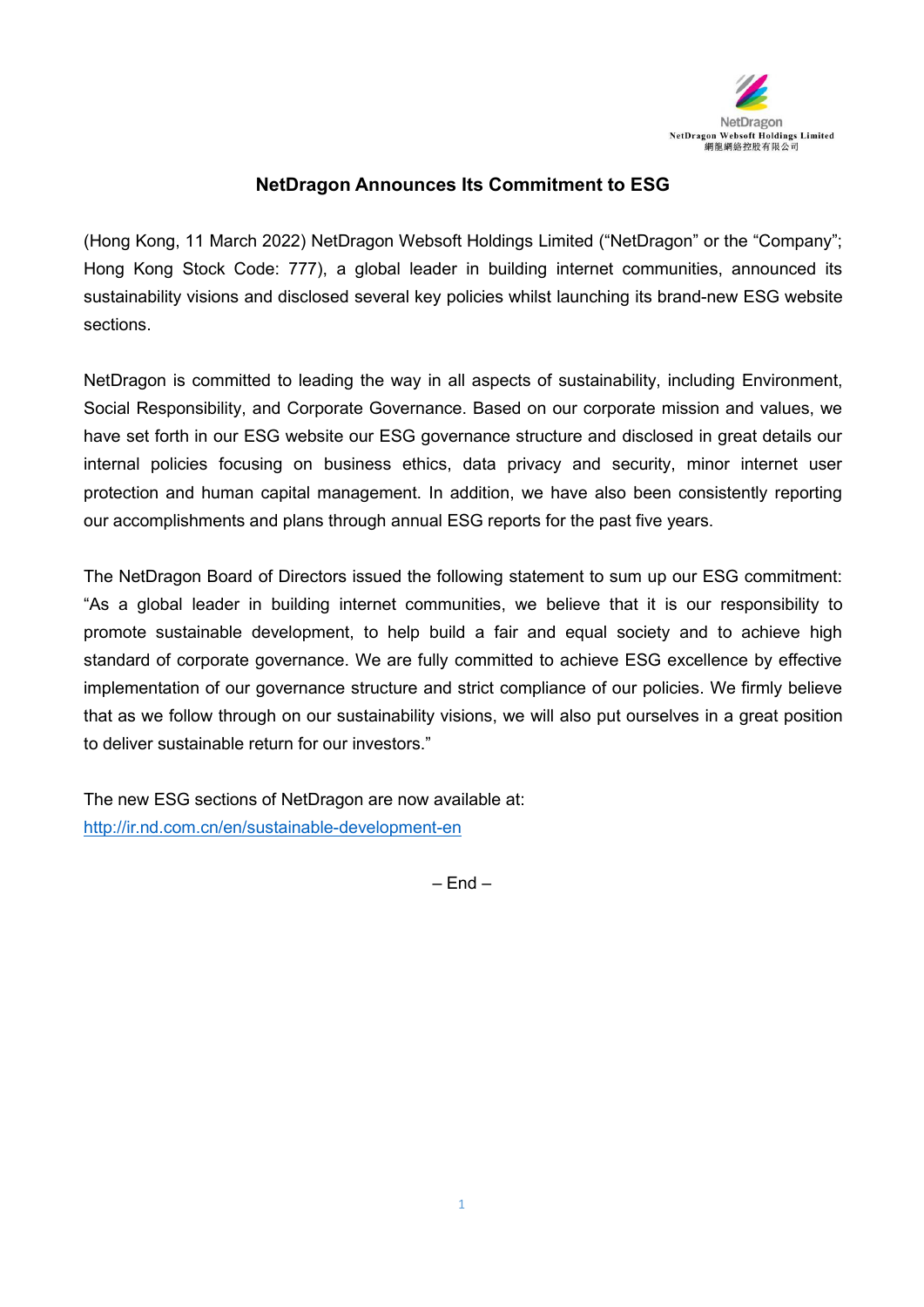NetDragon
NetDragon Websoft Holdings Limited
網龍網絡控股有限公司

# NetDragon Announces Its Commitment to ESG

(Hong Kong, 11 March 2022) NetDragon Websoft Holdings Limited ("NetDragon" or the "Company"; Hong Kong Stock Code: 777), a global leader in building internet communities, announced its sustainability visions and disclosed several key policies whilst launching its brand-new ESG website sections.

NetDragon is committed to leading the way in all aspects of sustainability, including Environment, Social Responsibility, and Corporate Governance. Based on our corporate mission and values, we have set forth in our ESG website our ESG governance structure and disclosed in great details our internal policies focusing on business ethics, data privacy and security, minor internet user protection and human capital management. In addition, we have also been consistently reporting our accomplishments and plans through annual ESG reports for the past five years.

The NetDragon Board of Directors issued the following statement to sum up our ESG commitment: "As a global leader in building internet communities, we believe that it is our responsibility to promote sustainable development, to help build a fair and equal society and to achieve high standard of corporate governance. We are fully committed to achieve ESG excellence by effective implementation of our governance structure and strict compliance of our policies. We firmly believe that as we follow through on our sustainability visions, we will also put ourselves in a great position to deliver sustainable return for our investors."

The new ESG sections of NetDragon are now available at:
http://ir.nd.com.cn/en/sustainable-development-en

– End –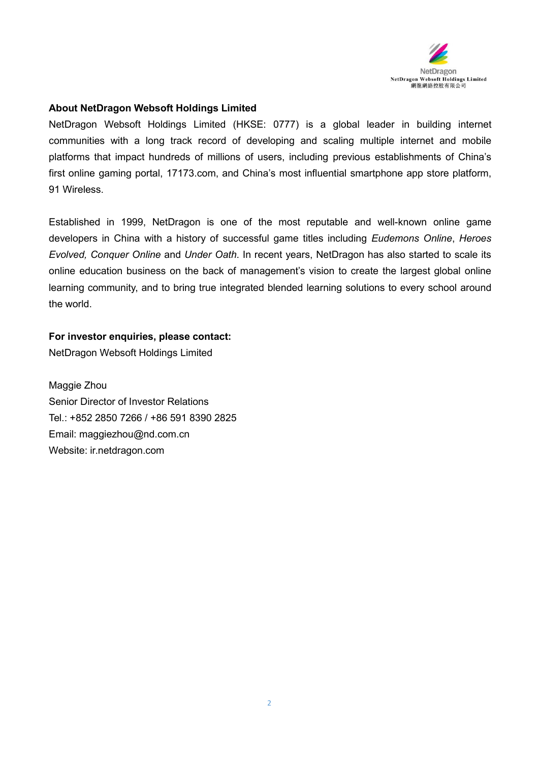**About NetDragon Websoft Holdings Limited**

NetDragon Websoft Holdings Limited (HKSE: 0777) is a global leader in building internet communities with a long track record of developing and scaling multiple internet and mobile platforms that impact hundreds of millions of users, including previous establishments of China's first online gaming portal, 17173.com, and China's most influential smartphone app store platform, 91 Wireless.

Established in 1999, NetDragon is one of the most reputable and well-known online game developers in China with a history of successful game titles including *Eudemons Online*, *Heroes Evolved, Conquer Online* and *Under Oath*. In recent years, NetDragon has also started to scale its online education business on the back of management's vision to create the largest global online learning community, and to bring true integrated blended learning solutions to every school around the world.

**For investor enquiries, please contact:**

NetDragon Websoft Holdings Limited

Maggie Zhou
Senior Director of Investor Relations
Tel.: +852 2850 7266 / +86 591 8390 2825
Email: maggiezhou@nd.com.cn
Website: ir.netdragon.com